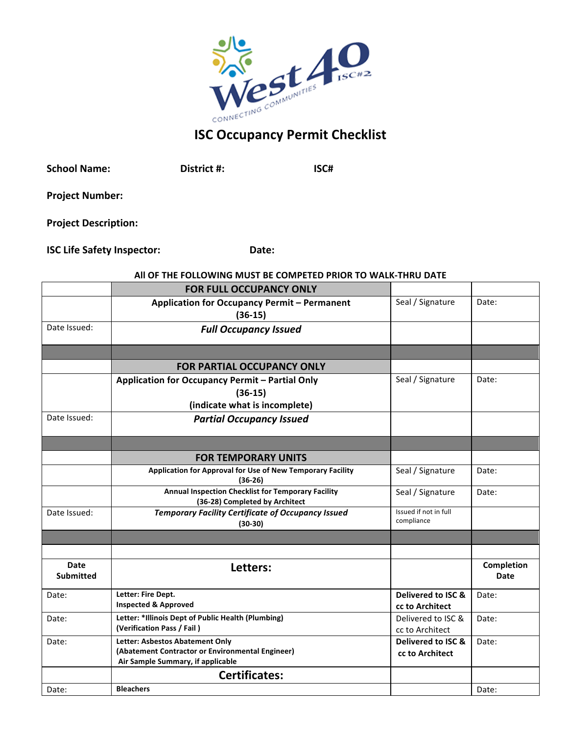# ISC Occupancy Permit Checklist

**School Name:** **District #:** **ISC#**

**Project Number:**

**Project Description:**

**ISC Life Safety Inspector:** **Date:**

**AlI OF THE FOLLOWING MUST BE COMPETED PRIOR TO WALK-THRU DATE**

| | | | |
|---|---|---|---|
| | **FOR FULL OCCUPANCY ONLY** | | |
| | **Application for Occupancy Permit – Permanent (36-15)** | Seal / Signature | Date: |
| Date Issued: | ***Full Occupancy Issued*** | | |
| | | | |
| | **FOR PARTIAL OCCUPANCY ONLY** | | |
| | **Application for Occupancy Permit – Partial Only (36-15) (indicate what is incomplete)** | Seal / Signature | Date: |
| Date Issued: | ***Partial Occupancy Issued*** | | |
| | | | |
| | **FOR TEMPORARY UNITS** | | |
| | **Application for Approval for Use of New Temporary Facility (36-26)** | Seal / Signature | Date: |
| | **Annual Inspection Checklist for Temporary Facility (36-28) Completed by Architect** | Seal / Signature | Date: |
| Date Issued: | ***Temporary Facility Certificate of Occupancy Issued* (30-30)** | Issued if not in full compliance | |
| | | | |
| | | | |
| **Date Submitted** | **Letters:** | | **Completion Date** |
| Date: | **Letter: Fire Dept. Inspected & Approved** | **Delivered to ISC & cc to Architect** | Date: |
| Date: | **Letter: *Illinois Dept of Public Health (Plumbing) (Verification Pass / Fail )** | Delivered to ISC & cc to Architect | Date: |
| Date: | **Letter: Asbestos Abatement Only (Abatement Contractor or Environmental Engineer) Air Sample Summary, if applicable** | **Delivered to ISC & cc to Architect** | Date: |
| | **Certificates:** | | |
| Date: | **Bleachers** | | Date: |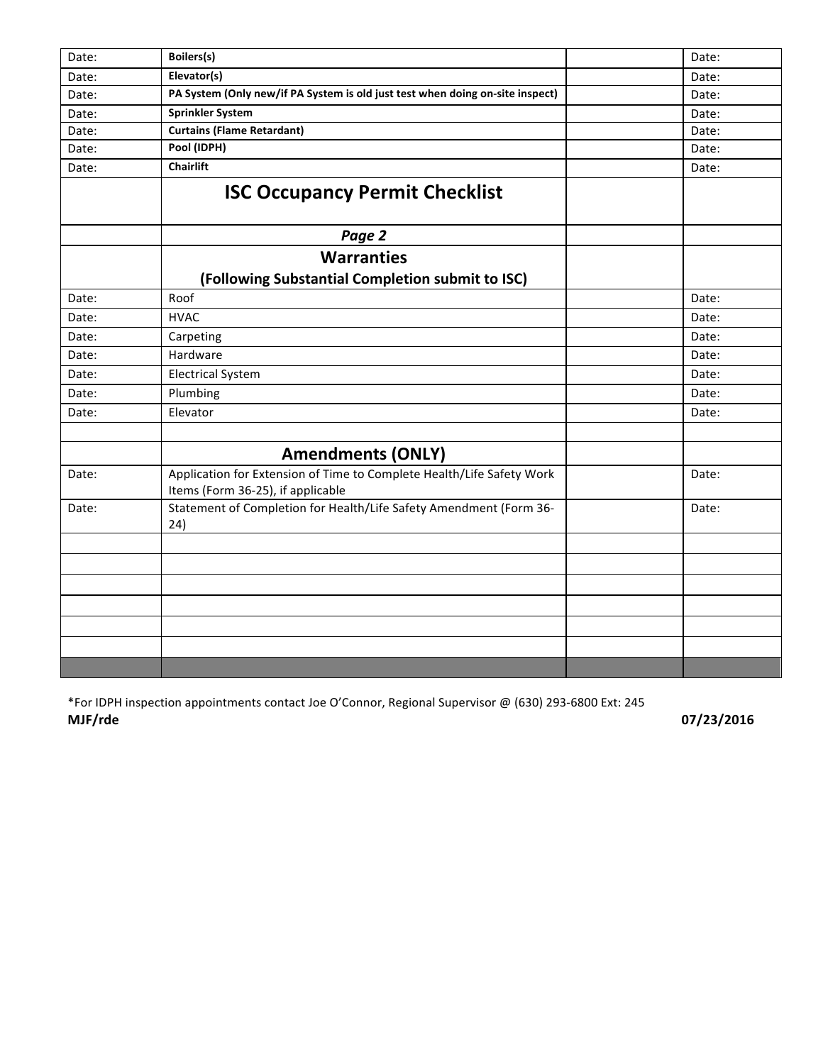| | | | |
|---|---|---|---|
| Date: | **Boilers(s)** | | Date: |
| Date: | **Elevator(s)** | | Date: |
| Date: | **PA System (Only new/if PA System is old just test when doing on-site inspect)** | | Date: |
| Date: | **Sprinkler System** | | Date: |
| Date: | **Curtains (Flame Retardant)** | | Date: |
| Date: | **Pool (IDPH)** | | Date: |
| Date: | **Chairlift** | | Date: |
| | **ISC Occupancy Permit Checklist** | | |
| | ***Page 2*** | | |
| | **Warranties (Following Substantial Completion submit to ISC)** | | |
| Date: | Roof | | Date: |
| Date: | HVAC | | Date: |
| Date: | Carpeting | | Date: |
| Date: | Hardware | | Date: |
| Date: | Electrical System | | Date: |
| Date: | Plumbing | | Date: |
| Date: | Elevator | | Date: |
| | | | |
| | **Amendments (ONLY)** | | |
| Date: | Application for Extension of Time to Complete Health/Life Safety Work Items (Form 36-25), if applicable | | Date: |
| Date: | Statement of Completion for Health/Life Safety Amendment (Form 36-24) | | Date: |
| | | | |
| | | | |
| | | | |
| | | | |
| | | | |
| | | | |
| | | | |

*For IDPH inspection appointments contact Joe O'Connor, Regional Supervisor @ (630) 293-6800 Ext: 245

**MJF/rde** **07/23/2016**